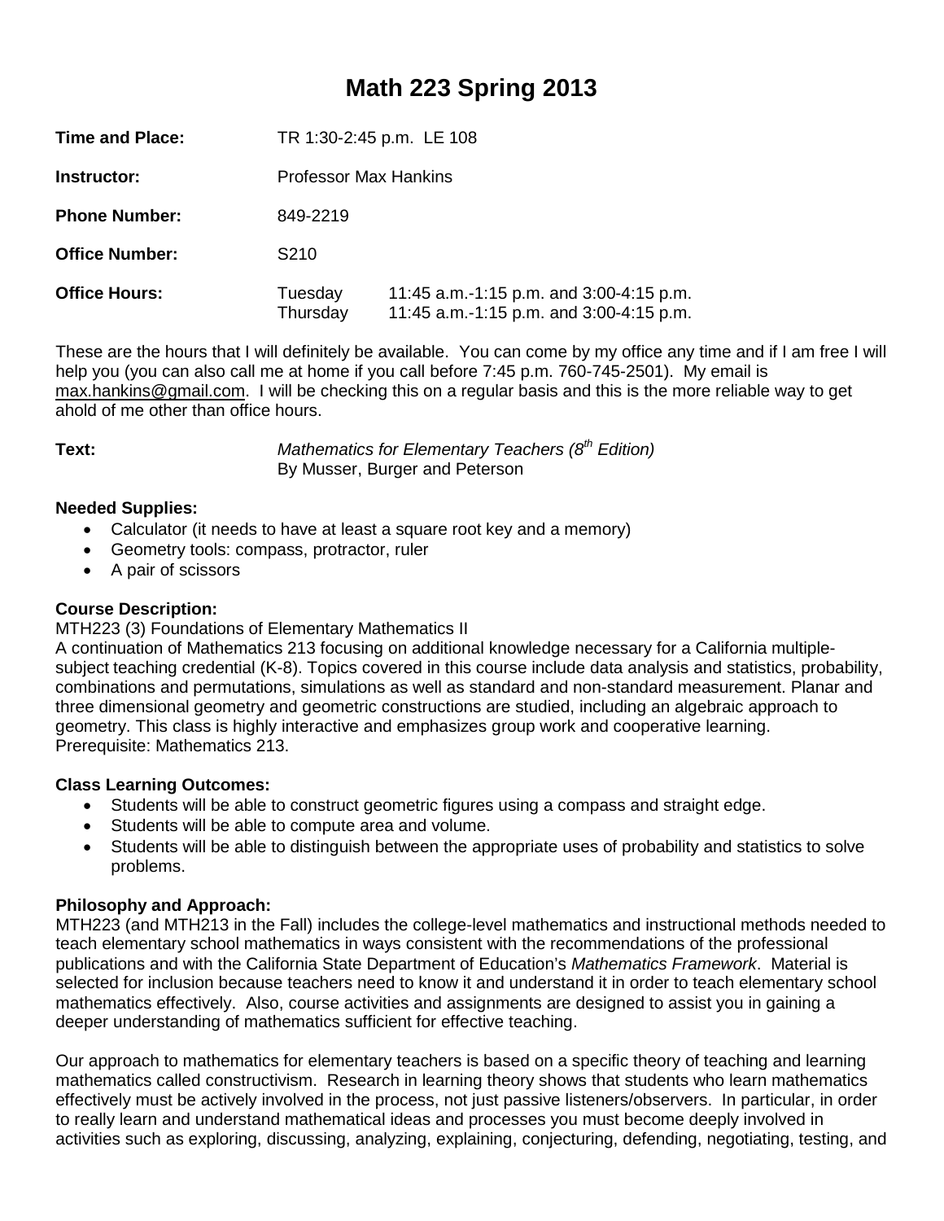# Math 223 Spring 2013

| | | |
|---|---|---|
| **Time and Place:** | TR 1:30-2:45 p.m. LE 108 | |
| **Instructor:** | Professor Max Hankins | |
| **Phone Number:** | 849-2219 | |
| **Office Number:** | S210 | |
| **Office Hours:** | Tuesday | 11:45 a.m.-1:15 p.m. and 3:00-4:15 p.m. |
| | Thursday | 11:45 a.m.-1:15 p.m. and 3:00-4:15 p.m. |

These are the hours that I will definitely be available. You can come by my office any time and if I am free I will help you (you can also call me at home if you call before 7:45 p.m. 760-745-2501). My email is max.hankins@gmail.com. I will be checking this on a regular basis and this is the more reliable way to get ahold of me other than office hours.

**Text:** *Mathematics for Elementary Teachers (8th Edition)*
By Musser, Burger and Peterson

**Needed Supplies:**

- Calculator (it needs to have at least a square root key and a memory)
- Geometry tools: compass, protractor, ruler
- A pair of scissors

**Course Description:**

MTH223 (3) Foundations of Elementary Mathematics II

A continuation of Mathematics 213 focusing on additional knowledge necessary for a California multiple-subject teaching credential (K-8). Topics covered in this course include data analysis and statistics, probability, combinations and permutations, simulations as well as standard and non-standard measurement. Planar and three dimensional geometry and geometric constructions are studied, including an algebraic approach to geometry. This class is highly interactive and emphasizes group work and cooperative learning.
Prerequisite: Mathematics 213.

**Class Learning Outcomes:**

- Students will be able to construct geometric figures using a compass and straight edge.
- Students will be able to compute area and volume.
- Students will be able to distinguish between the appropriate uses of probability and statistics to solve problems.

**Philosophy and Approach:**

MTH223 (and MTH213 in the Fall) includes the college-level mathematics and instructional methods needed to teach elementary school mathematics in ways consistent with the recommendations of the professional publications and with the California State Department of Education's *Mathematics Framework*. Material is selected for inclusion because teachers need to know it and understand it in order to teach elementary school mathematics effectively. Also, course activities and assignments are designed to assist you in gaining a deeper understanding of mathematics sufficient for effective teaching.

Our approach to mathematics for elementary teachers is based on a specific theory of teaching and learning mathematics called constructivism. Research in learning theory shows that students who learn mathematics effectively must be actively involved in the process, not just passive listeners/observers. In particular, in order to really learn and understand mathematical ideas and processes you must become deeply involved in activities such as exploring, discussing, analyzing, explaining, conjecturing, defending, negotiating, testing, and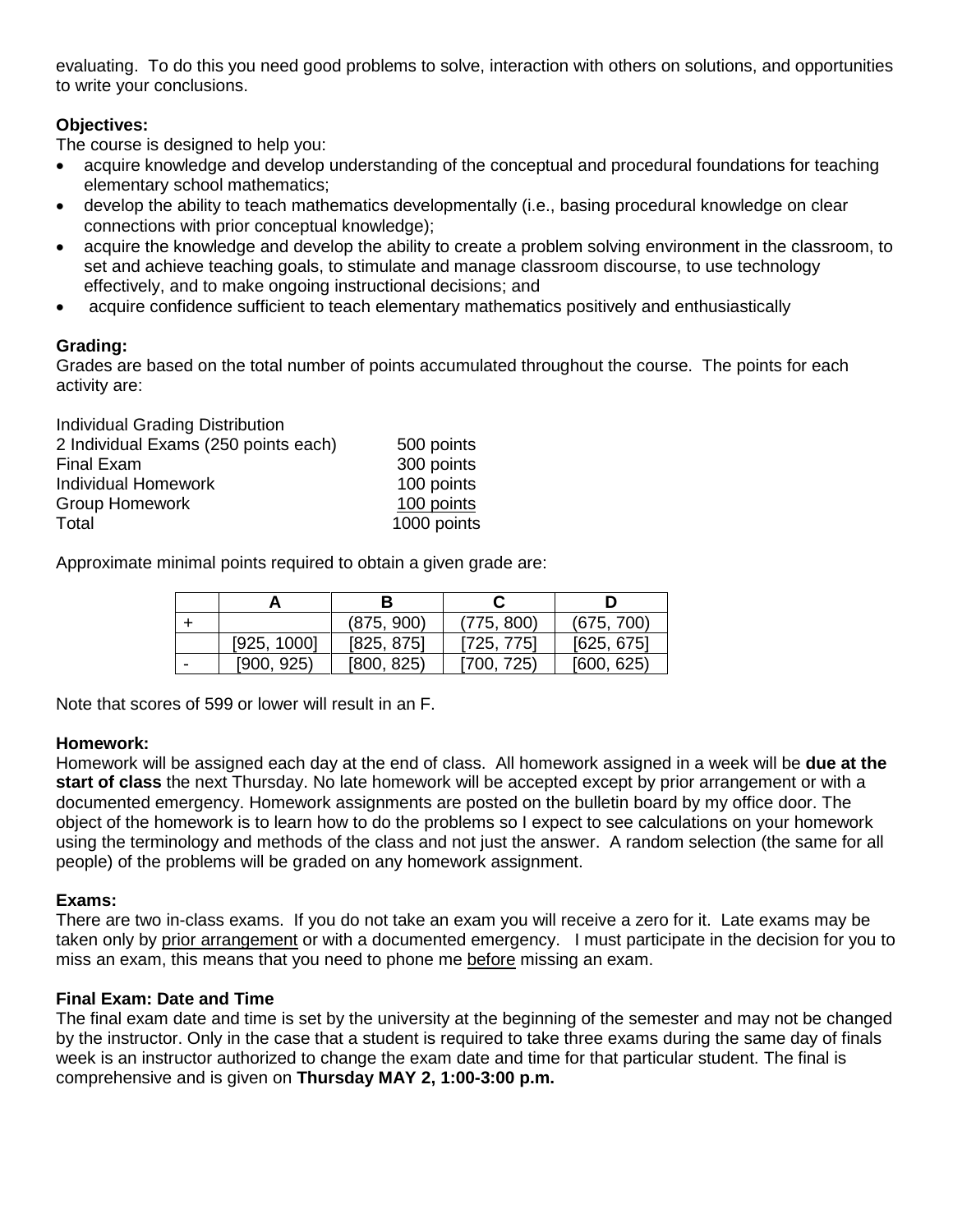evaluating. To do this you need good problems to solve, interaction with others on solutions, and opportunities to write your conclusions.

**Objectives:**
The course is designed to help you:

- acquire knowledge and develop understanding of the conceptual and procedural foundations for teaching elementary school mathematics;
- develop the ability to teach mathematics developmentally (i.e., basing procedural knowledge on clear connections with prior conceptual knowledge);
- acquire the knowledge and develop the ability to create a problem solving environment in the classroom, to set and achieve teaching goals, to stimulate and manage classroom discourse, to use technology effectively, and to make ongoing instructional decisions; and
- acquire confidence sufficient to teach elementary mathematics positively and enthusiastically

**Grading:**
Grades are based on the total number of points accumulated throughout the course. The points for each activity are:

| Individual Grading Distribution | |
|---|---|
| 2 Individual Exams (250 points each) | 500 points |
| Final Exam | 300 points |
| Individual Homework | 100 points |
| Group Homework | 100 points |
| Total | 1000 points |

Approximate minimal points required to obtain a given grade are:

| | A | B | C | D |
|---|---|---|---|---|
| + | | (875, 900) | (775, 800) | (675, 700) |
| | [925, 1000] | [825, 875] | [725, 775] | [625, 675] |
| - | [900, 925) | [800, 825) | [700, 725) | [600, 625) |

Note that scores of 599 or lower will result in an F.

**Homework:**
Homework will be assigned each day at the end of class. All homework assigned in a week will be **due at the start of class** the next Thursday. No late homework will be accepted except by prior arrangement or with a documented emergency. Homework assignments are posted on the bulletin board by my office door. The object of the homework is to learn how to do the problems so I expect to see calculations on your homework using the terminology and methods of the class and not just the answer. A random selection (the same for all people) of the problems will be graded on any homework assignment.

**Exams:**
There are two in-class exams. If you do not take an exam you will receive a zero for it. Late exams may be taken only by prior arrangement or with a documented emergency. I must participate in the decision for you to miss an exam, this means that you need to phone me before missing an exam.

**Final Exam: Date and Time**
The final exam date and time is set by the university at the beginning of the semester and may not be changed by the instructor. Only in the case that a student is required to take three exams during the same day of finals week is an instructor authorized to change the exam date and time for that particular student. The final is comprehensive and is given on **Thursday MAY 2, 1:00-3:00 p.m.**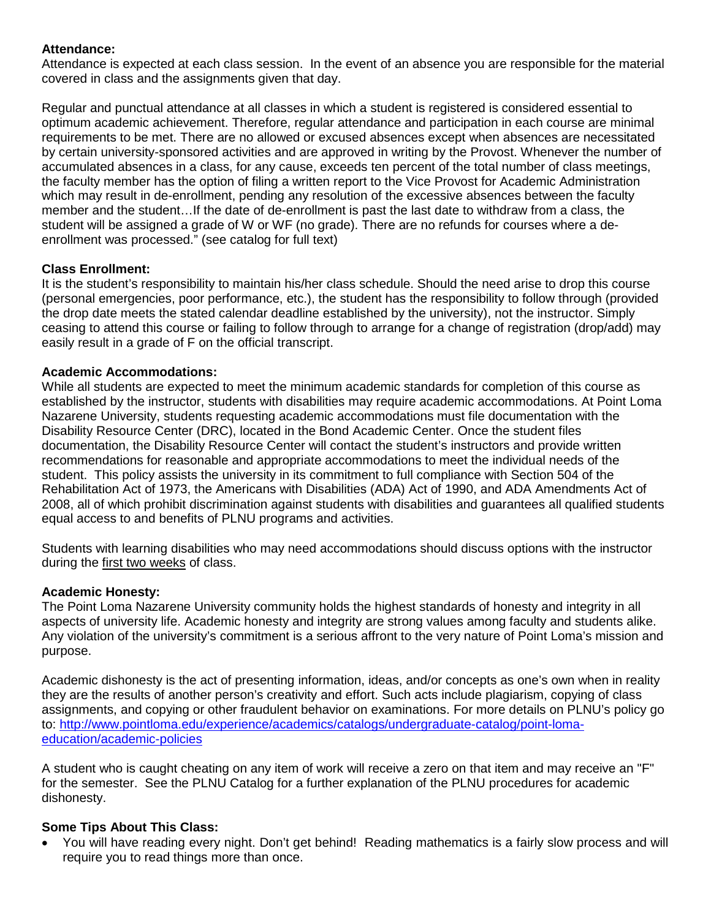**Attendance:**
Attendance is expected at each class session. In the event of an absence you are responsible for the material covered in class and the assignments given that day.

Regular and punctual attendance at all classes in which a student is registered is considered essential to optimum academic achievement. Therefore, regular attendance and participation in each course are minimal requirements to be met. There are no allowed or excused absences except when absences are necessitated by certain university-sponsored activities and are approved in writing by the Provost. Whenever the number of accumulated absences in a class, for any cause, exceeds ten percent of the total number of class meetings, the faculty member has the option of filing a written report to the Vice Provost for Academic Administration which may result in de-enrollment, pending any resolution of the excessive absences between the faculty member and the student…If the date of de-enrollment is past the last date to withdraw from a class, the student will be assigned a grade of W or WF (no grade). There are no refunds for courses where a de-enrollment was processed." (see catalog for full text)

**Class Enrollment:**
It is the student's responsibility to maintain his/her class schedule. Should the need arise to drop this course (personal emergencies, poor performance, etc.), the student has the responsibility to follow through (provided the drop date meets the stated calendar deadline established by the university), not the instructor. Simply ceasing to attend this course or failing to follow through to arrange for a change of registration (drop/add) may easily result in a grade of F on the official transcript.

**Academic Accommodations:**
While all students are expected to meet the minimum academic standards for completion of this course as established by the instructor, students with disabilities may require academic accommodations. At Point Loma Nazarene University, students requesting academic accommodations must file documentation with the Disability Resource Center (DRC), located in the Bond Academic Center. Once the student files documentation, the Disability Resource Center will contact the student's instructors and provide written recommendations for reasonable and appropriate accommodations to meet the individual needs of the student. This policy assists the university in its commitment to full compliance with Section 504 of the Rehabilitation Act of 1973, the Americans with Disabilities (ADA) Act of 1990, and ADA Amendments Act of 2008, all of which prohibit discrimination against students with disabilities and guarantees all qualified students equal access to and benefits of PLNU programs and activities.

Students with learning disabilities who may need accommodations should discuss options with the instructor during the first two weeks of class.

**Academic Honesty:**
The Point Loma Nazarene University community holds the highest standards of honesty and integrity in all aspects of university life. Academic honesty and integrity are strong values among faculty and students alike. Any violation of the university's commitment is a serious affront to the very nature of Point Loma's mission and purpose.

Academic dishonesty is the act of presenting information, ideas, and/or concepts as one's own when in reality they are the results of another person's creativity and effort. Such acts include plagiarism, copying of class assignments, and copying or other fraudulent behavior on examinations. For more details on PLNU's policy go to: [http://www.pointloma.edu/experience/academics/catalogs/undergraduate-catalog/point-loma-education/academic-policies](http://www.pointloma.edu/experience/academics/catalogs/undergraduate-catalog/point-loma-education/academic-policies)

A student who is caught cheating on any item of work will receive a zero on that item and may receive an "F" for the semester. See the PLNU Catalog for a further explanation of the PLNU procedures for academic dishonesty.

**Some Tips About This Class:**

- You will have reading every night. Don't get behind! Reading mathematics is a fairly slow process and will require you to read things more than once.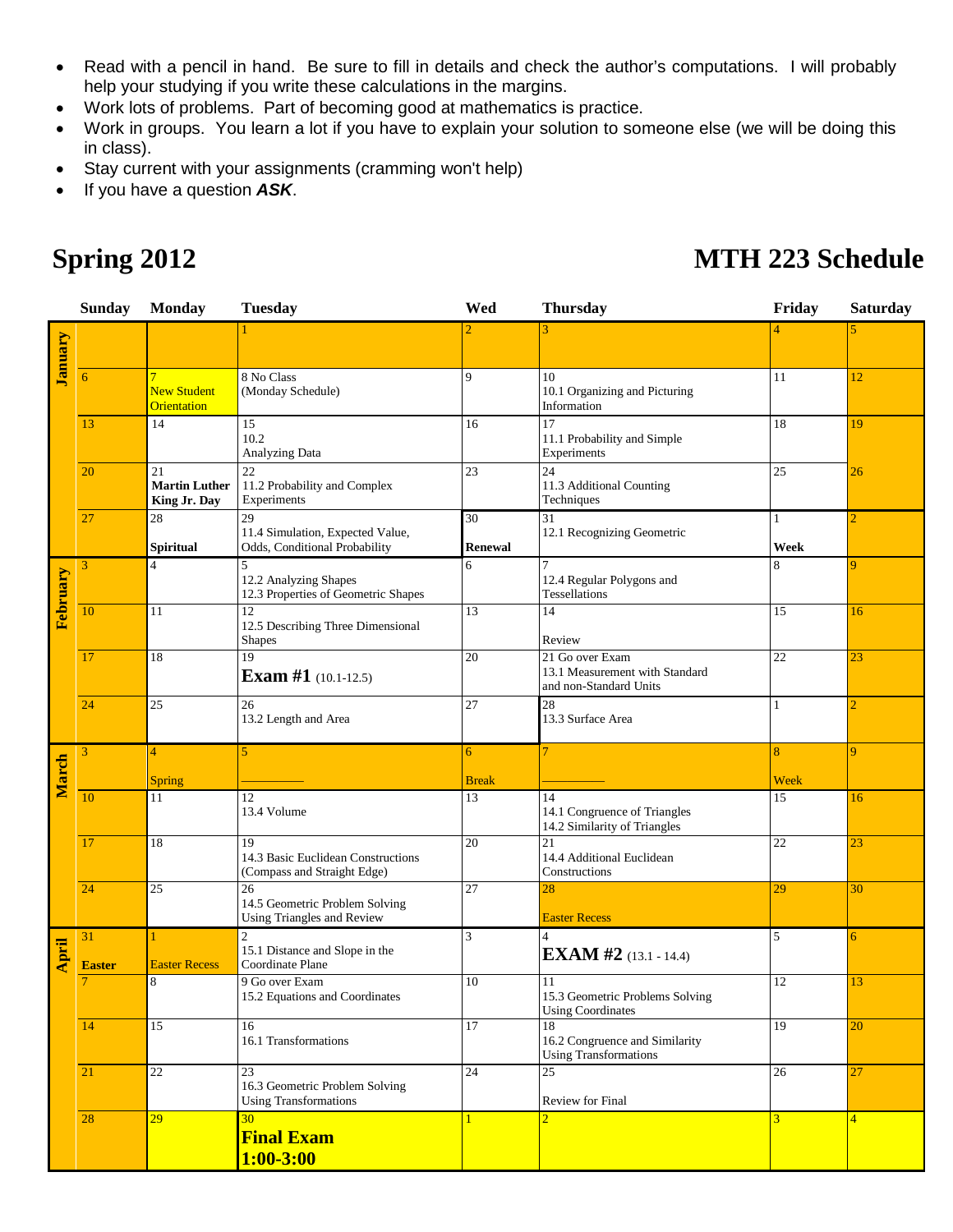- Read with a pencil in hand. Be sure to fill in details and check the author's computations. I will probably help your studying if you write these calculations in the margins.
- Work lots of problems. Part of becoming good at mathematics is practice.
- Work in groups. You learn a lot if you have to explain your solution to someone else (we will be doing this in class).
- Stay current with your assignments (cramming won't help)
- If you have a question ***ASK***.

# Spring 2012 — MTH 223 Schedule

| | Sunday | Monday | Tuesday | Wed | Thursday | Friday | Saturday |
|---|---|---|---|---|---|---|---|
| January | | | 1 | 2 | 3 | 4 | 5 |
| | 6 | 7 New Student Orientation | 8 No Class (Monday Schedule) | 9 | 10 10.1 Organizing and Picturing Information | 11 | 12 |
| | 13 | 14 | 15 10.2 Analyzing Data | 16 | 17 11.1 Probability and Simple Experiments | 18 | 19 |
| | 20 | 21 **Martin Luther King Jr. Day** | 22 11.2 Probability and Complex Experiments | 23 | 24 11.3 Additional Counting Techniques | 25 | 26 |
| | 27 | 28 **Spiritual** | 29 11.4 Simulation, Expected Value, Odds, Conditional Probability | 30 **Renewal** | 31 12.1 Recognizing Geometric | 1 **Week** | 2 |
| February | 3 | 4 | 5 12.2 Analyzing Shapes 12.3 Properties of Geometric Shapes | 6 | 7 12.4 Regular Polygons and Tessellations | 8 | 9 |
| | 10 | 11 | 12 12.5 Describing Three Dimensional Shapes | 13 | 14 Review | 15 | 16 |
| | 17 | 18 | 19 **Exam #1** (10.1-12.5) | 20 | 21 Go over Exam 13.1 Measurement with Standard and non-Standard Units | 22 | 23 |
| | 24 | 25 | 26 13.2 Length and Area | 27 | 28 13.3 Surface Area | 1 | 2 |
| March | 3 | 4 Spring | 5 ———— | 6 Break | 7 ———— | 8 Week | 9 |
| | 10 | 11 | 12 13.4 Volume | 13 | 14 14.1 Congruence of Triangles 14.2 Similarity of Triangles | 15 | 16 |
| | 17 | 18 | 19 14.3 Basic Euclidean Constructions (Compass and Straight Edge) | 20 | 21 14.4 Additional Euclidean Constructions | 22 | 23 |
| | 24 | 25 | 26 14.5 Geometric Problem Solving Using Triangles and Review | 27 | 28 Easter Recess | 29 | 30 |
| April | 31 **Easter** | 1 Easter Recess | 2 15.1 Distance and Slope in the Coordinate Plane | 3 | 4 **EXAM #2** (13.1 - 14.4) | 5 | 6 |
| | 7 | 8 | 9 Go over Exam 15.2 Equations and Coordinates | 10 | 11 15.3 Geometric Problems Solving Using Coordinates | 12 | 13 |
| | 14 | 15 | 16 16.1 Transformations | 17 | 18 16.2 Congruence and Similarity Using Transformations | 19 | 20 |
| | 21 | 22 | 23 16.3 Geometric Problem Solving Using Transformations | 24 | 25 Review for Final | 26 | 27 |
| | 28 | 29 | 30 **Final Exam 1:00-3:00** | 1 | 2 | 3 | 4 |